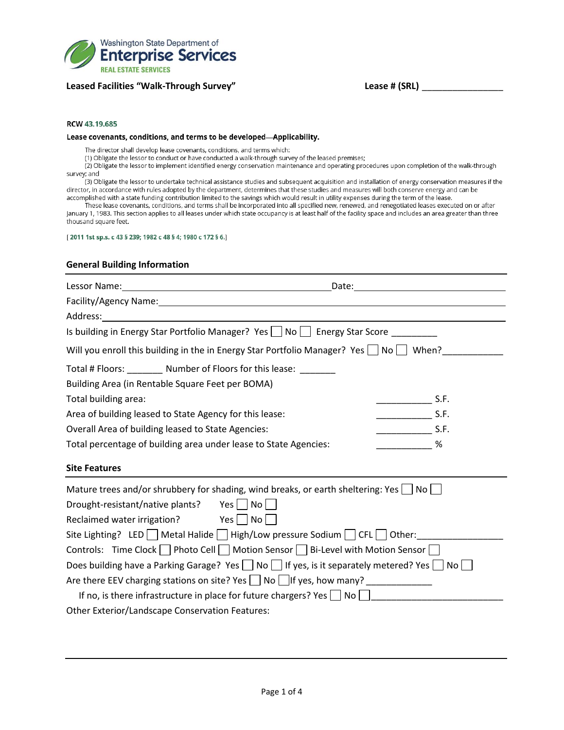Washington State Department of
**Enterprise Services**
REAL ESTATE SERVICES

**Leased Facilities "Walk-Through Survey"** **Lease # (SRL)** ________________

**RCW 43.19.685**

**Lease covenants, conditions, and terms to be developed—Applicability.**

The director shall develop lease covenants, conditions, and terms which:

(1) Obligate the lessor to conduct or have conducted a walk-through survey of the leased premises;

(2) Obligate the lessor to implement identified energy conservation maintenance and operating procedures upon completion of the walk-through survey; and

(3) Obligate the lessor to undertake technical assistance studies and subsequent acquisition and installation of energy conservation measures if the director, in accordance with rules adopted by the department, determines that these studies and measures will both conserve energy and can be accomplished with a state funding contribution limited to the savings which would result in utility expenses during the term of the lease.

These lease covenants, conditions, and terms shall be incorporated into all specified new, renewed, and renegotiated leases executed on or after January 1, 1983. This section applies to all leases under which state occupancy is at least half of the facility space and includes an area greater than three thousand square feet.

[ 2011 1st sp.s. c 43 § 239; 1982 c 48 § 4; 1980 c 172 § 6.]

## General Building Information

Lessor Name: ______________________________ Date: ____________________

Facility/Agency Name: ______________________________

Address: ______________________________

Is building in Energy Star Portfolio Manager? Yes ☐ No ☐ Energy Star Score _________

Will you enroll this building in the in Energy Star Portfolio Manager? Yes ☐ No ☐ When? ____________

Total # Floors: _______ Number of Floors for this lease: _______

Building Area (in Rentable Square Feet per BOMA)

Total building area: ___________ S.F.

Area of building leased to State Agency for this lease: ___________ S.F.

Overall Area of building leased to State Agencies: ___________ S.F.

Total percentage of building area under lease to State Agencies: ___________ %

## Site Features

Mature trees and/or shrubbery for shading, wind breaks, or earth sheltering: Yes ☐ No ☐

Drought-resistant/native plants? Yes ☐ No ☐

Reclaimed water irrigation? Yes ☐ No ☐

Site Lighting? LED ☐ Metal Halide ☐ High/Low pressure Sodium ☐ CFL ☐ Other: ________________

Controls: Time Clock ☐ Photo Cell ☐ Motion Sensor ☐ Bi-Level with Motion Sensor ☐

Does building have a Parking Garage? Yes ☐ No ☐ If yes, is it separately metered? Yes ☐ No ☐

Are there EEV charging stations on site? Yes ☐ No ☐ If yes, how many? _____________

If no, is there infrastructure in place for future chargers? Yes ☐ No ☐ __________________________

Other Exterior/Landscape Conservation Features: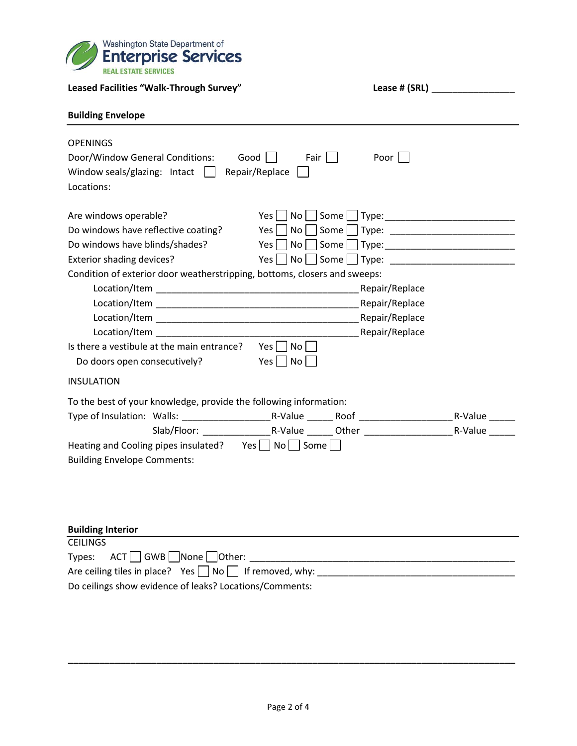Washington State Department of **Enterprise Services**
REAL ESTATE SERVICES

**Leased Facilities "Walk-Through Survey"** **Lease # (SRL)** ________________

## Building Envelope

OPENINGS

Door/Window General Conditions: Good ☐ Fair ☐ Poor ☐

Window seals/glazing: Intact ☐ Repair/Replace ☐

Locations:

Are windows operable? Yes ☐ No ☐ Some ☐ Type:________________________

Do windows have reflective coating? Yes ☐ No ☐ Some ☐ Type: ________________________

Do windows have blinds/shades? Yes ☐ No ☐ Some ☐ Type:________________________

Exterior shading devices? Yes ☐ No ☐ Some ☐ Type: ________________________

Condition of exterior door weatherstripping, bottoms, closers and sweeps:

Location/Item ________________________________________ Repair/Replace

Location/Item ________________________________________ Repair/Replace

Location/Item ________________________________________ Repair/Replace

Location/Item ________________________________________ Repair/Replace

Is there a vestibule at the main entrance? Yes ☐ No ☐

Do doors open consecutively? Yes ☐ No ☐

INSULATION

To the best of your knowledge, provide the following information:

Type of Insulation: Walls: _________________R-Value _____ Roof __________________R-Value _____

Slab/Floor: _____________R-Value _____ Other _________________R-Value _____

Heating and Cooling pipes insulated? Yes ☐ No ☐ Some ☐

Building Envelope Comments:

## Building Interior

CEILINGS

Types: ACT ☐ GWB ☐ None ☐ Other: ____________________________________________________

Are ceiling tiles in place? Yes ☐ No ☐ If removed, why: ______________________________________

Do ceilings show evidence of leaks? Locations/Comments:

___________________________________________________________________________________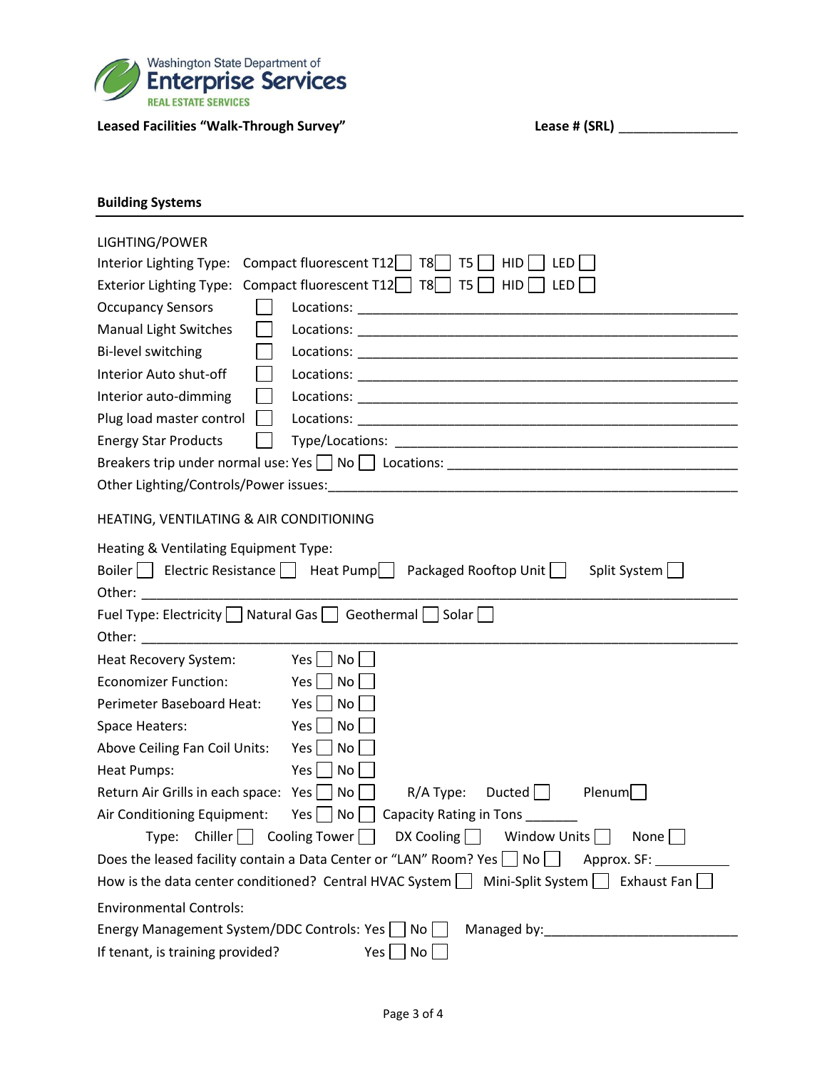Washington State Department of
**Enterprise Services**
REAL ESTATE SERVICES

**Leased Facilities "Walk-Through Survey"** **Lease # (SRL)** ________________

## Building Systems

LIGHTING/POWER

Interior Lighting Type: Compact fluorescent T12☐ T8☐ T5 ☐ HID ☐ LED ☐

Exterior Lighting Type: Compact fluorescent T12☐ T8☐ T5 ☐ HID ☐ LED ☐

Occupancy Sensors ☐ Locations: ____________________________________________________

Manual Light Switches ☐ Locations: ____________________________________________________

Bi-level switching ☐ Locations: ____________________________________________________

Interior Auto shut-off ☐ Locations: ____________________________________________________

Interior auto-dimming ☐ Locations: ____________________________________________________

Plug load master control ☐ Locations: ____________________________________________________

Energy Star Products ☐ Type/Locations: ______________________________________________

Breakers trip under normal use: Yes ☐ No ☐ Locations: _______________________________________

Other Lighting/Controls/Power issues:_______________________________________________________

HEATING, VENTILATING & AIR CONDITIONING

Heating & Ventilating Equipment Type:

Boiler ☐ Electric Resistance ☐ Heat Pump☐ Packaged Rooftop Unit ☐ Split System ☐

Other: ________________________________________________________________________________

Fuel Type: Electricity ☐ Natural Gas ☐ Geothermal ☐ Solar ☐

Other: ________________________________________________________________________________

Heat Recovery System: Yes ☐ No ☐

Economizer Function: Yes ☐ No ☐

Perimeter Baseboard Heat: Yes ☐ No ☐

Space Heaters: Yes ☐ No ☐

Above Ceiling Fan Coil Units: Yes ☐ No ☐

Heat Pumps: Yes ☐ No ☐

Return Air Grills in each space: Yes ☐ No ☐ R/A Type: Ducted ☐ Plenum☐

Air Conditioning Equipment: Yes ☐ No ☐ Capacity Rating in Tons _______

Type: Chiller ☐ Cooling Tower ☐ DX Cooling ☐ Window Units ☐ None ☐

Does the leased facility contain a Data Center or "LAN" Room? Yes ☐ No ☐ Approx. SF: ___________

How is the data center conditioned? Central HVAC System ☐ Mini-Split System ☐ Exhaust Fan ☐

Environmental Controls:

Energy Management System/DDC Controls: Yes ☐ No ☐ Managed by:__________________________

If tenant, is training provided? Yes ☐ No ☐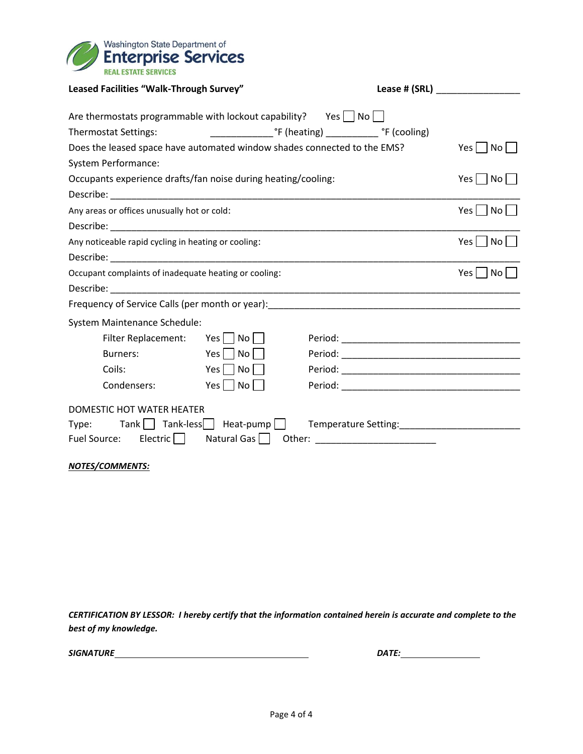Washington State Department of
Enterprise Services
REAL ESTATE SERVICES

**Leased Facilities "Walk-Through Survey"** **Lease # (SRL)** ________________

Are thermostats programmable with lockout capability? Yes ☐ No ☐

Thermostat Settings: ____________°F (heating) __________ °F (cooling)

Does the leased space have automated window shades connected to the EMS? Yes ☐ No ☐

System Performance:

Occupants experience drafts/fan noise during heating/cooling: Yes ☐ No ☐

Describe: ______________________________________________________________________

Any areas or offices unusually hot or cold: Yes ☐ No ☐

Describe: ______________________________________________________________________

Any noticeable rapid cycling in heating or cooling: Yes ☐ No ☐

Describe: ______________________________________________________________________

Occupant complaints of inadequate heating or cooling: Yes ☐ No ☐

Describe: ______________________________________________________________________

Frequency of Service Calls (per month or year):_________________________________________

System Maintenance Schedule:

| | | | |
|---|---|---|---|
| Filter Replacement: | Yes ☐ | No ☐ | Period: ______________________________ |
| Burners: | Yes ☐ | No ☐ | Period: ______________________________ |
| Coils: | Yes ☐ | No ☐ | Period: ______________________________ |
| Condensers: | Yes ☐ | No ☐ | Period: ______________________________ |

DOMESTIC HOT WATER HEATER

Type: Tank ☐ Tank-less ☐ Heat-pump ☐ Temperature Setting:______________________

Fuel Source: Electric ☐ Natural Gas ☐ Other: _______________________

***NOTES/COMMENTS:***

***CERTIFICATION BY LESSOR: I hereby certify that the information contained herein is accurate and complete to the best of my knowledge.***

***SIGNATURE*** ________________________________________ ***DATE:*** _________________